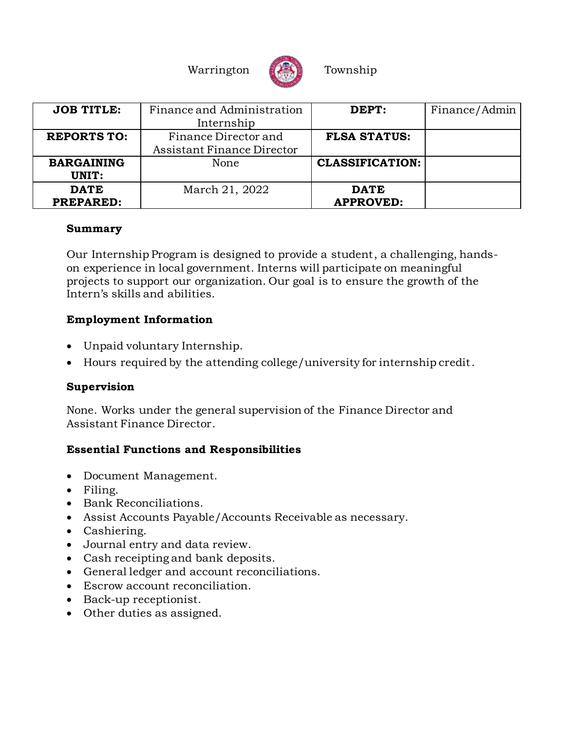Warrington Township

| | | | |
|---|---|---|---|
| **JOB TITLE:** | Finance and Administration Internship | **DEPT:** | Finance/Admin |
| **REPORTS TO:** | Finance Director and Assistant Finance Director | **FLSA STATUS:** | |
| **BARGAINING UNIT:** | None | **CLASSIFICATION:** | |
| **DATE PREPARED:** | March 21, 2022 | **DATE APPROVED:** | |

**Summary**

Our Internship Program is designed to provide a student, a challenging, hands-on experience in local government. Interns will participate on meaningful projects to support our organization. Our goal is to ensure the growth of the Intern's skills and abilities.

**Employment Information**

- Unpaid voluntary Internship.
- Hours required by the attending college/university for internship credit.

**Supervision**

None. Works under the general supervision of the Finance Director and Assistant Finance Director.

**Essential Functions and Responsibilities**

- Document Management.
- Filing.
- Bank Reconciliations.
- Assist Accounts Payable/Accounts Receivable as necessary.
- Cashiering.
- Journal entry and data review.
- Cash receipting and bank deposits.
- General ledger and account reconciliations.
- Escrow account reconciliation.
- Back-up receptionist.
- Other duties as assigned.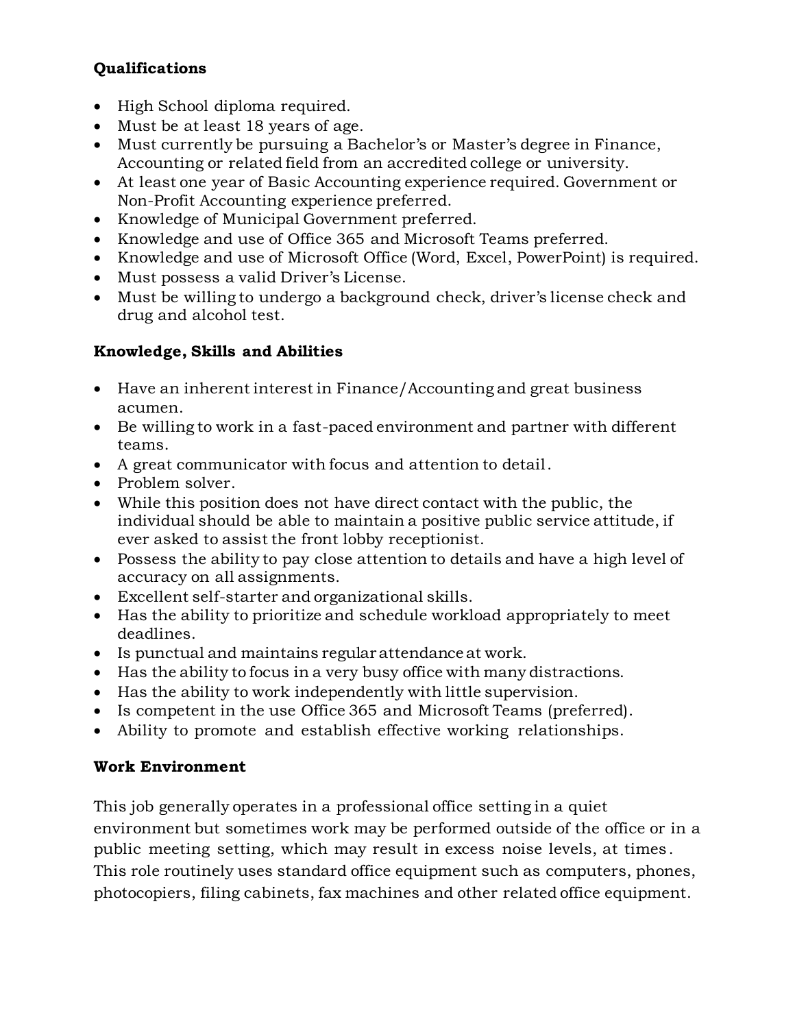### Qualifications

- High School diploma required.
- Must be at least 18 years of age.
- Must currently be pursuing a Bachelor's or Master's degree in Finance, Accounting or related field from an accredited college or university.
- At least one year of Basic Accounting experience required. Government or Non-Profit Accounting experience preferred.
- Knowledge of Municipal Government preferred.
- Knowledge and use of Office 365 and Microsoft Teams preferred.
- Knowledge and use of Microsoft Office (Word, Excel, PowerPoint) is required.
- Must possess a valid Driver's License.
- Must be willing to undergo a background check, driver's license check and drug and alcohol test.

### Knowledge, Skills and Abilities

- Have an inherent interest in Finance/Accounting and great business acumen.
- Be willing to work in a fast-paced environment and partner with different teams.
- A great communicator with focus and attention to detail.
- Problem solver.
- While this position does not have direct contact with the public, the individual should be able to maintain a positive public service attitude, if ever asked to assist the front lobby receptionist.
- Possess the ability to pay close attention to details and have a high level of accuracy on all assignments.
- Excellent self-starter and organizational skills.
- Has the ability to prioritize and schedule workload appropriately to meet deadlines.
- Is punctual and maintains regular attendance at work.
- Has the ability to focus in a very busy office with many distractions.
- Has the ability to work independently with little supervision.
- Is competent in the use Office 365 and Microsoft Teams (preferred).
- Ability to promote and establish effective working relationships.

### Work Environment

This job generally operates in a professional office setting in a quiet environment but sometimes work may be performed outside of the office or in a public meeting setting, which may result in excess noise levels, at times. This role routinely uses standard office equipment such as computers, phones, photocopiers, filing cabinets, fax machines and other related office equipment.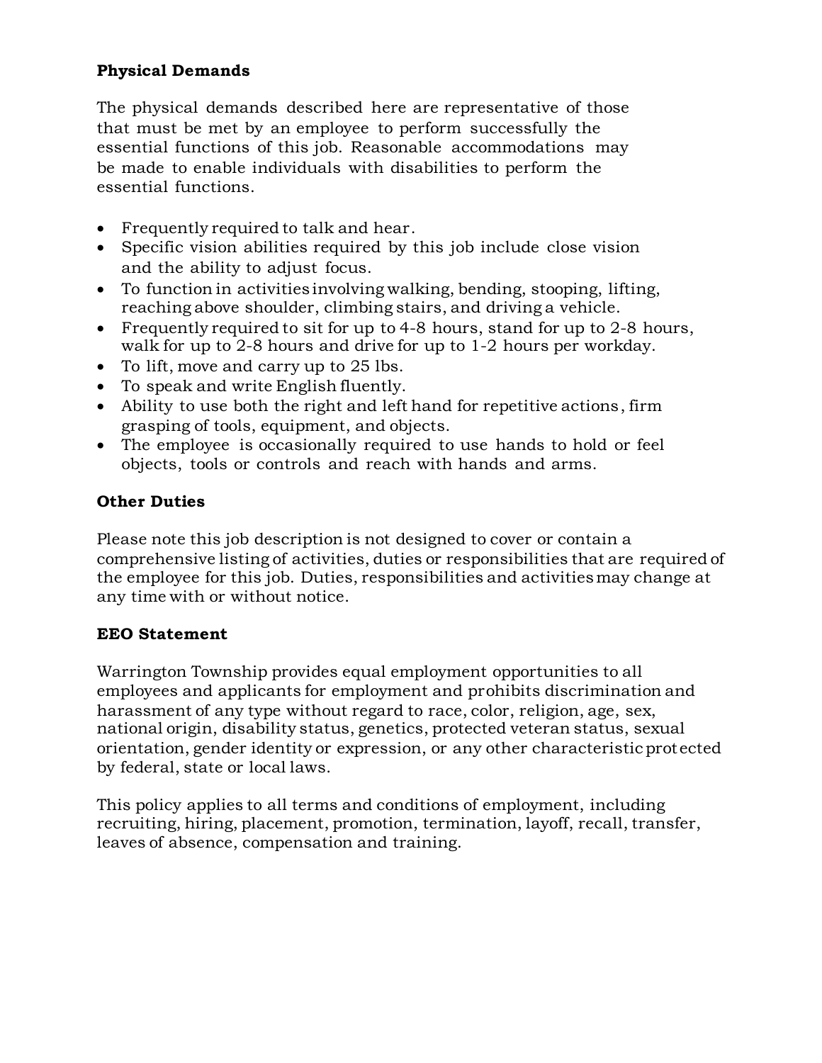## Physical Demands

The physical demands described here are representative of those that must be met by an employee to perform successfully the essential functions of this job. Reasonable accommodations may be made to enable individuals with disabilities to perform the essential functions.

- Frequently required to talk and hear.
- Specific vision abilities required by this job include close vision and the ability to adjust focus.
- To function in activities involving walking, bending, stooping, lifting, reaching above shoulder, climbing stairs, and driving a vehicle.
- Frequently required to sit for up to 4-8 hours, stand for up to 2-8 hours, walk for up to 2-8 hours and drive for up to 1-2 hours per workday.
- To lift, move and carry up to 25 lbs.
- To speak and write English fluently.
- Ability to use both the right and left hand for repetitive actions, firm grasping of tools, equipment, and objects.
- The employee is occasionally required to use hands to hold or feel objects, tools or controls and reach with hands and arms.

## Other Duties

Please note this job description is not designed to cover or contain a comprehensive listing of activities, duties or responsibilities that are required of the employee for this job. Duties, responsibilities and activities may change at any time with or without notice.

## EEO Statement

Warrington Township provides equal employment opportunities to all employees and applicants for employment and prohibits discrimination and harassment of any type without regard to race, color, religion, age, sex, national origin, disability status, genetics, protected veteran status, sexual orientation, gender identity or expression, or any other characteristic protected by federal, state or local laws.

This policy applies to all terms and conditions of employment, including recruiting, hiring, placement, promotion, termination, layoff, recall, transfer, leaves of absence, compensation and training.